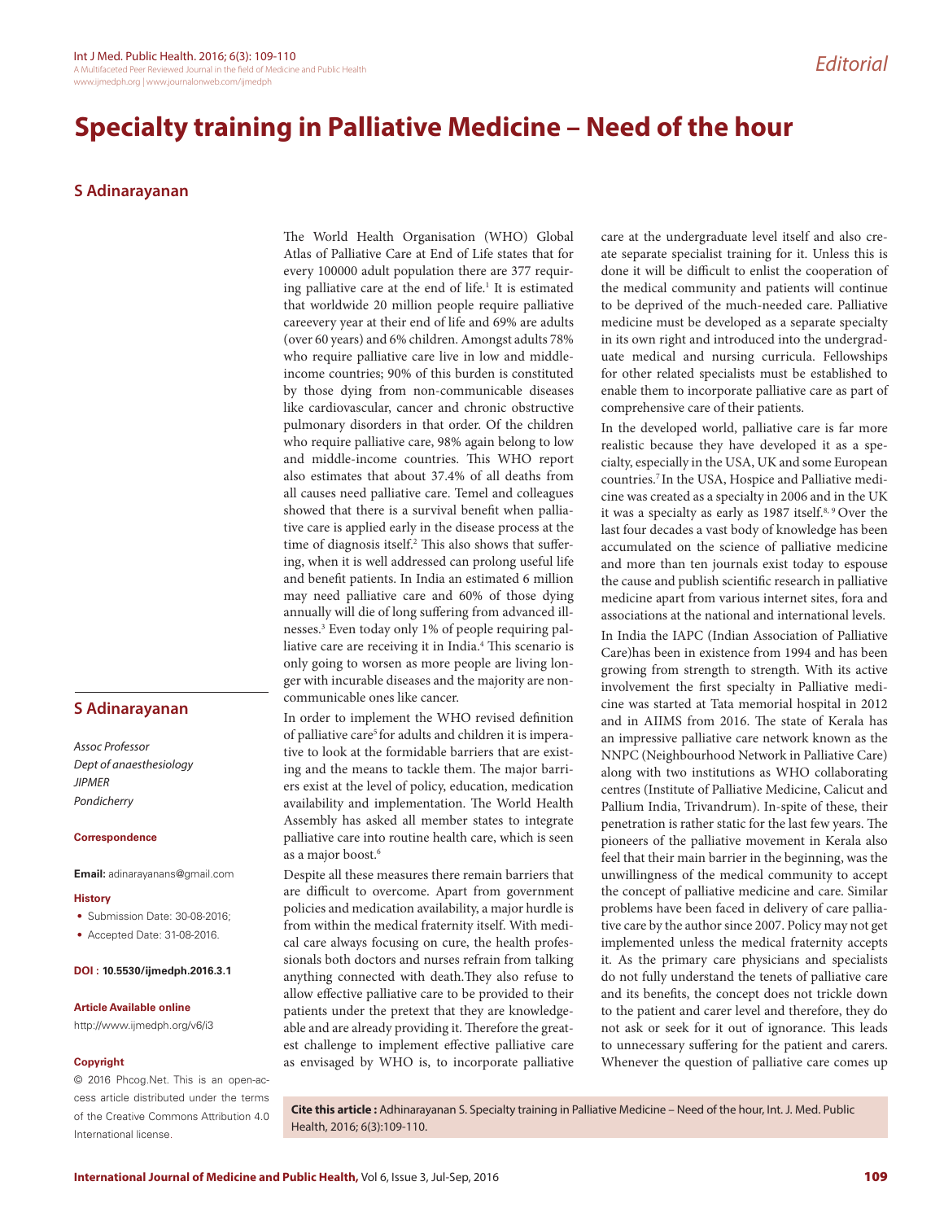Editorial

# Specialty training in Palliative Medicine – Need of the hour

**S Adinarayanan**

**S Adinarayanan**

*Assoc Professor*
*Dept of anaesthesiology*
*JIPMER*
*Pondicherry*

**Correspondence**

**Email:** adinarayanans@gmail.com

**History**

- Submission Date: 30-08-2016;
- Accepted Date: 31-08-2016.

**DOI : 10.5530/ijmedph.2016.3.1**

**Article Available online**

http://www.ijmedph.org/v6/i3

**Copyright**

© 2016 Phcog.Net. This is an open-access article distributed under the terms of the Creative Commons Attribution 4.0 International license.

The World Health Organisation (WHO) Global Atlas of Palliative Care at End of Life states that for every 100000 adult population there are 377 requiring palliative care at the end of life.[1] It is estimated that worldwide 20 million people require palliative careevery year at their end of life and 69% are adults (over 60 years) and 6% children. Amongst adults 78% who require palliative care live in low and middle-income countries; 90% of this burden is constituted by those dying from non-communicable diseases like cardiovascular, cancer and chronic obstructive pulmonary disorders in that order. Of the children who require palliative care, 98% again belong to low and middle-income countries. This WHO report also estimates that about 37.4% of all deaths from all causes need palliative care. Temel and colleagues showed that there is a survival benefit when palliative care is applied early in the disease process at the time of diagnosis itself.[2] This also shows that suffering, when it is well addressed can prolong useful life and benefit patients. In India an estimated 6 million may need palliative care and 60% of those dying annually will die of long suffering from advanced illnesses.[3] Even today only 1% of people requiring palliative care are receiving it in India.[4] This scenario is only going to worsen as more people are living longer with incurable diseases and the majority are non-communicable ones like cancer.

In order to implement the WHO revised definition of palliative care[5] for adults and children it is imperative to look at the formidable barriers that are existing and the means to tackle them. The major barriers exist at the level of policy, education, medication availability and implementation. The World Health Assembly has asked all member states to integrate palliative care into routine health care, which is seen as a major boost.[6]

Despite all these measures there remain barriers that are difficult to overcome. Apart from government policies and medication availability, a major hurdle is from within the medical fraternity itself. With medical care always focusing on cure, the health professionals both doctors and nurses refrain from talking anything connected with death.They also refuse to allow effective palliative care to be provided to their patients under the pretext that they are knowledgeable and are already providing it. Therefore the greatest challenge to implement effective palliative care as envisaged by WHO is, to incorporate palliative care at the undergraduate level itself and also create separate specialist training for it. Unless this is done it will be difficult to enlist the cooperation of the medical community and patients will continue to be deprived of the much-needed care. Palliative medicine must be developed as a separate specialty in its own right and introduced into the undergraduate medical and nursing curricula. Fellowships for other related specialists must be established to enable them to incorporate palliative care as part of comprehensive care of their patients.

In the developed world, palliative care is far more realistic because they have developed it as a specialty, especially in the USA, UK and some European countries.[7] In the USA, Hospice and Palliative medicine was created as a specialty in 2006 and in the UK it was a specialty as early as 1987 itself.[8,9] Over the last four decades a vast body of knowledge has been accumulated on the science of palliative medicine and more than ten journals exist today to espouse the cause and publish scientific research in palliative medicine apart from various internet sites, fora and associations at the national and international levels.

In India the IAPC (Indian Association of Palliative Care)has been in existence from 1994 and has been growing from strength to strength. With its active involvement the first specialty in Palliative medicine was started at Tata memorial hospital in 2012 and in AIIMS from 2016. The state of Kerala has an impressive palliative care network known as the NNPC (Neighbourhood Network in Palliative Care) along with two institutions as WHO collaborating centres (Institute of Palliative Medicine, Calicut and Pallium India, Trivandrum). In-spite of these, their penetration is rather static for the last few years. The pioneers of the palliative movement in Kerala also feel that their main barrier in the beginning, was the unwillingness of the medical community to accept the concept of palliative medicine and care. Similar problems have been faced in delivery of care palliative care by the author since 2007. Policy may not get implemented unless the medical fraternity accepts it. As the primary care physicians and specialists do not fully understand the tenets of palliative care and its benefits, the concept does not trickle down to the patient and carer level and therefore, they do not ask or seek for it out of ignorance. This leads to unnecessary suffering for the patient and carers. Whenever the question of palliative care comes up

**Cite this article :** Adinarayanan S. Specialty training in Palliative Medicine – Need of the hour, Int. J. Med. Public Health, 2016; 6(3):109-110.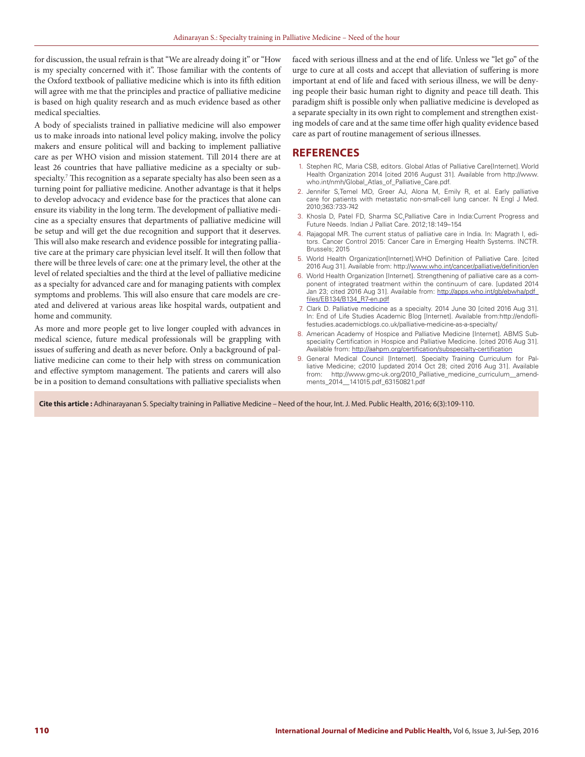for discussion, the usual refrain is that "We are already doing it" or "How is my specialty concerned with it". Those familiar with the contents of the Oxford textbook of palliative medicine which is into its fifth edition will agree with me that the principles and practice of palliative medicine is based on high quality research and as much evidence based as other medical specialties.

A body of specialists trained in palliative medicine will also empower us to make inroads into national level policy making, involve the policy makers and ensure political will and backing to implement palliative care as per WHO vision and mission statement. Till 2014 there are at least 26 countries that have palliative medicine as a specialty or sub-specialty.[7] This recognition as a separate specialty has also been seen as a turning point for palliative medicine. Another advantage is that it helps to develop advocacy and evidence base for the practices that alone can ensure its viability in the long term. The development of palliative medicine as a specialty ensures that departments of palliative medicine will be setup and will get the due recognition and support that it deserves. This will also make research and evidence possible for integrating palliative care at the primary care physician level itself. It will then follow that there will be three levels of care: one at the primary level, the other at the level of related specialties and the third at the level of palliative medicine as a specialty for advanced care and for managing patients with complex symptoms and problems. This will also ensure that care models are created and delivered at various areas like hospital wards, outpatient and home and community.

As more and more people get to live longer coupled with advances in medical science, future medical professionals will be grappling with issues of suffering and death as never before. Only a background of palliative medicine can come to their help with stress on communication and effective symptom management. The patients and carers will also be in a position to demand consultations with palliative specialists when faced with serious illness and at the end of life. Unless we "let go" of the urge to cure at all costs and accept that alleviation of suffering is more important at end of life and faced with serious illness, we will be denying people their basic human right to dignity and peace till death. This paradigm shift is possible only when palliative medicine is developed as a separate specialty in its own right to complement and strengthen existing models of care and at the same time offer high quality evidence based care as part of routine management of serious illnesses.

## REFERENCES

1. Stephen RC, Maria CSB, editors. Global Atlas of Palliative Care[Internet]. World Health Organization 2014 [cited 2016 August 31]. Available from http://www.who.int/nmh/Global_Atlas_of_Palliative_Care.pdf.
2. Jennifer S,Temel MD, Greer AJ, Alona M, Emily R, et al. Early palliative care for patients with metastatic non-small-cell lung cancer. N Engl J Med. 2010;363:733-742
3. Khosla D, Patel FD, Sharma SC.Palliative Care in India:Current Progress and Future Needs. Indian J Palliat Care. 2012;18:149–154
4. Rajagopal MR. The current status of palliative care in India. In: Magrath I, editors. Cancer Control 2015: Cancer Care in Emerging Health Systems. INCTR. Brussels; 2015
5. World Health Organization[Internet].WHO Definition of Palliative Care. [cited 2016 Aug 31]. Available from: http://www.who.int/cancer/palliative/definition/en
6. World Health Organization [Internet]. Strengthening of palliative care as a component of integrated treatment within the continuum of care. [updated 2014 Jan 23; cited 2016 Aug 31]. Available from: http://apps.who.int/gb/ebwha/pdf_files/EB134/B134_R7-en.pdf
7. Clark D. Palliative medicine as a specialty. 2014 June 30 [cited 2016 Aug 31]. In: End of Life Studies Academic Blog [Internet]. Available from:http://endoflifestudies.academicblogs.co.uk/palliative-medicine-as-a-specialty/
8. American Academy of Hospice and Palliative Medicine [Internet]. ABMS Subspeciality Certification in Hospice and Palliative Medicine. [cited 2016 Aug 31]. Available from: http://aahpm.org/certification/subspecialty-certification
9. General Medical Council [Internet]. Specialty Training Curriculum for Palliative Medicine; c2010 [updated 2014 Oct 28; cited 2016 Aug 31]. Available from: http://www.gmc-uk.org/2010_Palliative_medicine_curriculum__amendments_2014__141015.pdf_63150821.pdf

**Cite this article :** Adhinarayanan S. Specialty training in Palliative Medicine – Need of the hour, Int. J. Med. Public Health, 2016; 6(3):109-110.